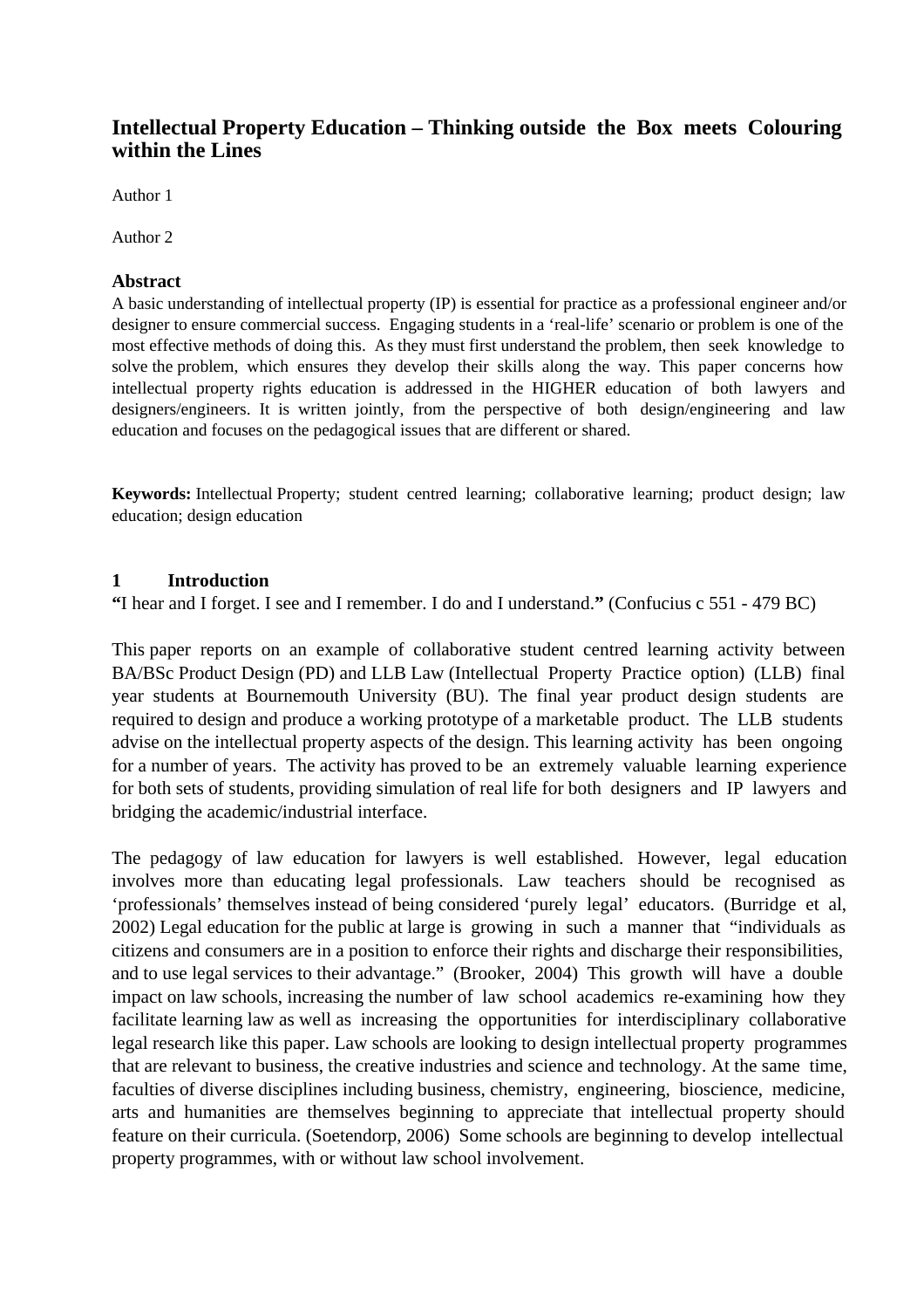# Intellectual Property Education – Thinking outside the Box meets Colouring within the Lines

Author 1

Author 2

## Abstract

A basic understanding of intellectual property (IP) is essential for practice as a professional engineer and/or designer to ensure commercial success. Engaging students in a 'real-life' scenario or problem is one of the most effective methods of doing this. As they must first understand the problem, then seek knowledge to solve the problem, which ensures they develop their skills along the way. This paper concerns how intellectual property rights education is addressed in the HIGHER education of both lawyers and designers/engineers. It is written jointly, from the perspective of both design/engineering and law education and focuses on the pedagogical issues that are different or shared.

**Keywords:** Intellectual Property; student centred learning; collaborative learning; product design; law education; design education

## 1 Introduction

**"**I hear and I forget. I see and I remember. I do and I understand.**"** (Confucius c 551 - 479 BC)

This paper reports on an example of collaborative student centred learning activity between BA/BSc Product Design (PD) and LLB Law (Intellectual Property Practice option) (LLB) final year students at Bournemouth University (BU). The final year product design students are required to design and produce a working prototype of a marketable product. The LLB students advise on the intellectual property aspects of the design. This learning activity has been ongoing for a number of years. The activity has proved to be an extremely valuable learning experience for both sets of students, providing simulation of real life for both designers and IP lawyers and bridging the academic/industrial interface.

The pedagogy of law education for lawyers is well established. However, legal education involves more than educating legal professionals. Law teachers should be recognised as 'professionals' themselves instead of being considered 'purely legal' educators. (Burridge et al, 2002) Legal education for the public at large is growing in such a manner that "individuals as citizens and consumers are in a position to enforce their rights and discharge their responsibilities, and to use legal services to their advantage." (Brooker, 2004) This growth will have a double impact on law schools, increasing the number of law school academics re-examining how they facilitate learning law as well as increasing the opportunities for interdisciplinary collaborative legal research like this paper. Law schools are looking to design intellectual property programmes that are relevant to business, the creative industries and science and technology. At the same time, faculties of diverse disciplines including business, chemistry, engineering, bioscience, medicine, arts and humanities are themselves beginning to appreciate that intellectual property should feature on their curricula. (Soetendorp, 2006) Some schools are beginning to develop intellectual property programmes, with or without law school involvement.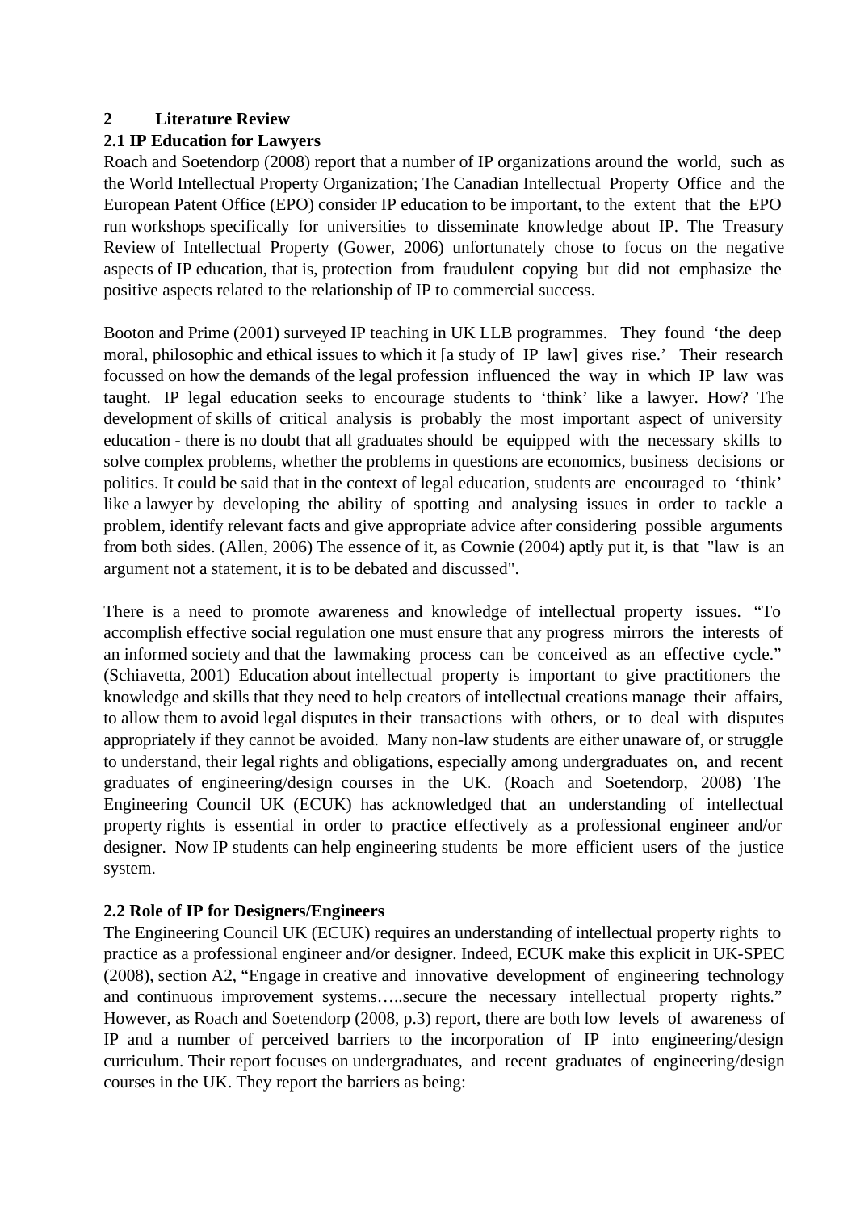## 2 Literature Review

### 2.1 IP Education for Lawyers

Roach and Soetendorp (2008) report that a number of IP organizations around the world, such as the World Intellectual Property Organization; The Canadian Intellectual Property Office and the European Patent Office (EPO) consider IP education to be important, to the extent that the EPO run workshops specifically for universities to disseminate knowledge about IP. The Treasury Review of Intellectual Property (Gower, 2006) unfortunately chose to focus on the negative aspects of IP education, that is, protection from fraudulent copying but did not emphasize the positive aspects related to the relationship of IP to commercial success.

Booton and Prime (2001) surveyed IP teaching in UK LLB programmes. They found 'the deep moral, philosophic and ethical issues to which it [a study of IP law] gives rise.' Their research focussed on how the demands of the legal profession influenced the way in which IP law was taught. IP legal education seeks to encourage students to 'think' like a lawyer. How? The development of skills of critical analysis is probably the most important aspect of university education - there is no doubt that all graduates should be equipped with the necessary skills to solve complex problems, whether the problems in questions are economics, business decisions or politics. It could be said that in the context of legal education, students are encouraged to 'think' like a lawyer by developing the ability of spotting and analysing issues in order to tackle a problem, identify relevant facts and give appropriate advice after considering possible arguments from both sides. (Allen, 2006) The essence of it, as Cownie (2004) aptly put it, is that "law is an argument not a statement, it is to be debated and discussed".

There is a need to promote awareness and knowledge of intellectual property issues. "To accomplish effective social regulation one must ensure that any progress mirrors the interests of an informed society and that the lawmaking process can be conceived as an effective cycle." (Schiavetta, 2001) Education about intellectual property is important to give practitioners the knowledge and skills that they need to help creators of intellectual creations manage their affairs, to allow them to avoid legal disputes in their transactions with others, or to deal with disputes appropriately if they cannot be avoided. Many non-law students are either unaware of, or struggle to understand, their legal rights and obligations, especially among undergraduates on, and recent graduates of engineering/design courses in the UK. (Roach and Soetendorp, 2008) The Engineering Council UK (ECUK) has acknowledged that an understanding of intellectual property rights is essential in order to practice effectively as a professional engineer and/or designer. Now IP students can help engineering students be more efficient users of the justice system.

### 2.2 Role of IP for Designers/Engineers

The Engineering Council UK (ECUK) requires an understanding of intellectual property rights to practice as a professional engineer and/or designer. Indeed, ECUK make this explicit in UK-SPEC (2008), section A2, "Engage in creative and innovative development of engineering technology and continuous improvement systems…..secure the necessary intellectual property rights." However, as Roach and Soetendorp (2008, p.3) report, there are both low levels of awareness of IP and a number of perceived barriers to the incorporation of IP into engineering/design curriculum. Their report focuses on undergraduates, and recent graduates of engineering/design courses in the UK. They report the barriers as being: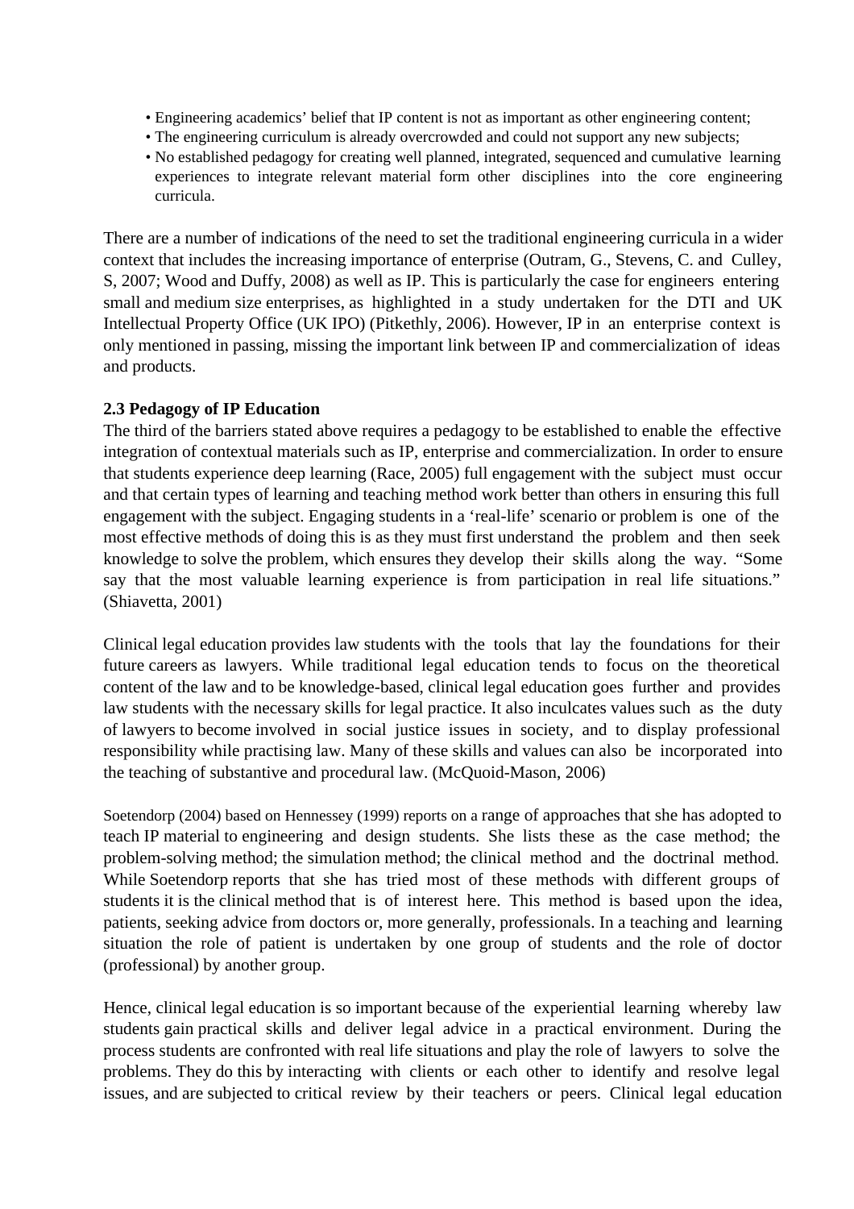- Engineering academics' belief that IP content is not as important as other engineering content;
- The engineering curriculum is already overcrowded and could not support any new subjects;
- No established pedagogy for creating well planned, integrated, sequenced and cumulative learning experiences to integrate relevant material form other disciplines into the core engineering curricula.

There are a number of indications of the need to set the traditional engineering curricula in a wider context that includes the increasing importance of enterprise (Outram, G., Stevens, C. and Culley, S, 2007; Wood and Duffy, 2008) as well as IP. This is particularly the case for engineers entering small and medium size enterprises, as highlighted in a study undertaken for the DTI and UK Intellectual Property Office (UK IPO) (Pitkethly, 2006). However, IP in an enterprise context is only mentioned in passing, missing the important link between IP and commercialization of ideas and products.

**2.3 Pedagogy of IP Education**

The third of the barriers stated above requires a pedagogy to be established to enable the effective integration of contextual materials such as IP, enterprise and commercialization. In order to ensure that students experience deep learning (Race, 2005) full engagement with the subject must occur and that certain types of learning and teaching method work better than others in ensuring this full engagement with the subject. Engaging students in a 'real-life' scenario or problem is one of the most effective methods of doing this is as they must first understand the problem and then seek knowledge to solve the problem, which ensures they develop their skills along the way. "Some say that the most valuable learning experience is from participation in real life situations." (Shiavetta, 2001)

Clinical legal education provides law students with the tools that lay the foundations for their future careers as lawyers. While traditional legal education tends to focus on the theoretical content of the law and to be knowledge-based, clinical legal education goes further and provides law students with the necessary skills for legal practice. It also inculcates values such as the duty of lawyers to become involved in social justice issues in society, and to display professional responsibility while practising law. Many of these skills and values can also be incorporated into the teaching of substantive and procedural law. (McQuoid-Mason, 2006)

Soetendorp (2004) based on Hennessey (1999) reports on a range of approaches that she has adopted to teach IP material to engineering and design students. She lists these as the case method; the problem-solving method; the simulation method; the clinical method and the doctrinal method. While Soetendorp reports that she has tried most of these methods with different groups of students it is the clinical method that is of interest here. This method is based upon the idea, patients, seeking advice from doctors or, more generally, professionals. In a teaching and learning situation the role of patient is undertaken by one group of students and the role of doctor (professional) by another group.

Hence, clinical legal education is so important because of the experiential learning whereby law students gain practical skills and deliver legal advice in a practical environment. During the process students are confronted with real life situations and play the role of lawyers to solve the problems. They do this by interacting with clients or each other to identify and resolve legal issues, and are subjected to critical review by their teachers or peers. Clinical legal education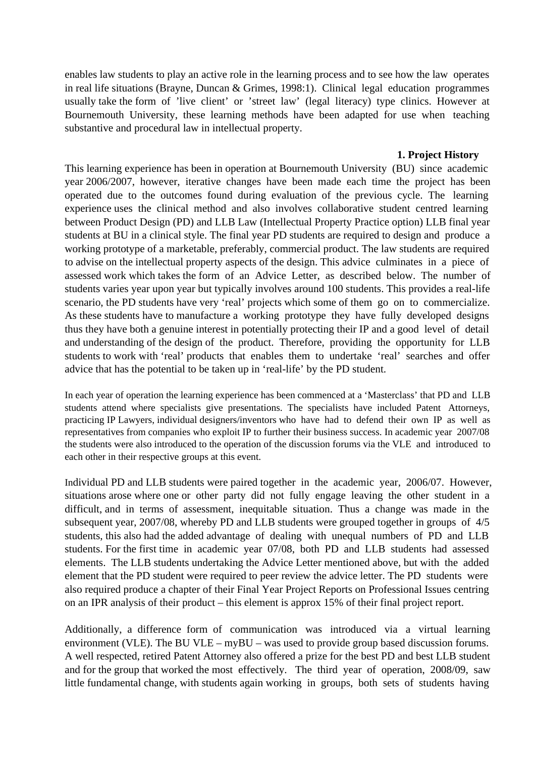enables law students to play an active role in the learning process and to see how the law operates in real life situations (Brayne, Duncan & Grimes, 1998:1). Clinical legal education programmes usually take the form of 'live client' or 'street law' (legal literacy) type clinics. However at Bournemouth University, these learning methods have been adapted for use when teaching substantive and procedural law in intellectual property.

## 1. Project History

This learning experience has been in operation at Bournemouth University (BU) since academic year 2006/2007, however, iterative changes have been made each time the project has been operated due to the outcomes found during evaluation of the previous cycle. The learning experience uses the clinical method and also involves collaborative student centred learning between Product Design (PD) and LLB Law (Intellectual Property Practice option) LLB final year students at BU in a clinical style. The final year PD students are required to design and produce a working prototype of a marketable, preferably, commercial product. The law students are required to advise on the intellectual property aspects of the design. This advice culminates in a piece of assessed work which takes the form of an Advice Letter, as described below. The number of students varies year upon year but typically involves around 100 students. This provides a real-life scenario, the PD students have very 'real' projects which some of them go on to commercialize. As these students have to manufacture a working prototype they have fully developed designs thus they have both a genuine interest in potentially protecting their IP and a good level of detail and understanding of the design of the product. Therefore, providing the opportunity for LLB students to work with 'real' products that enables them to undertake 'real' searches and offer advice that has the potential to be taken up in 'real-life' by the PD student.

In each year of operation the learning experience has been commenced at a 'Masterclass' that PD and LLB students attend where specialists give presentations. The specialists have included Patent Attorneys, practicing IP Lawyers, individual designers/inventors who have had to defend their own IP as well as representatives from companies who exploit IP to further their business success. In academic year 2007/08 the students were also introduced to the operation of the discussion forums via the VLE and introduced to each other in their respective groups at this event.

Individual PD and LLB students were paired together in the academic year, 2006/07. However, situations arose where one or other party did not fully engage leaving the other student in a difficult, and in terms of assessment, inequitable situation. Thus a change was made in the subsequent year, 2007/08, whereby PD and LLB students were grouped together in groups of 4/5 students, this also had the added advantage of dealing with unequal numbers of PD and LLB students. For the first time in academic year 07/08, both PD and LLB students had assessed elements. The LLB students undertaking the Advice Letter mentioned above, but with the added element that the PD student were required to peer review the advice letter. The PD students were also required produce a chapter of their Final Year Project Reports on Professional Issues centring on an IPR analysis of their product – this element is approx 15% of their final project report.

Additionally, a difference form of communication was introduced via a virtual learning environment (VLE). The BU VLE – myBU – was used to provide group based discussion forums. A well respected, retired Patent Attorney also offered a prize for the best PD and best LLB student and for the group that worked the most effectively. The third year of operation, 2008/09, saw little fundamental change, with students again working in groups, both sets of students having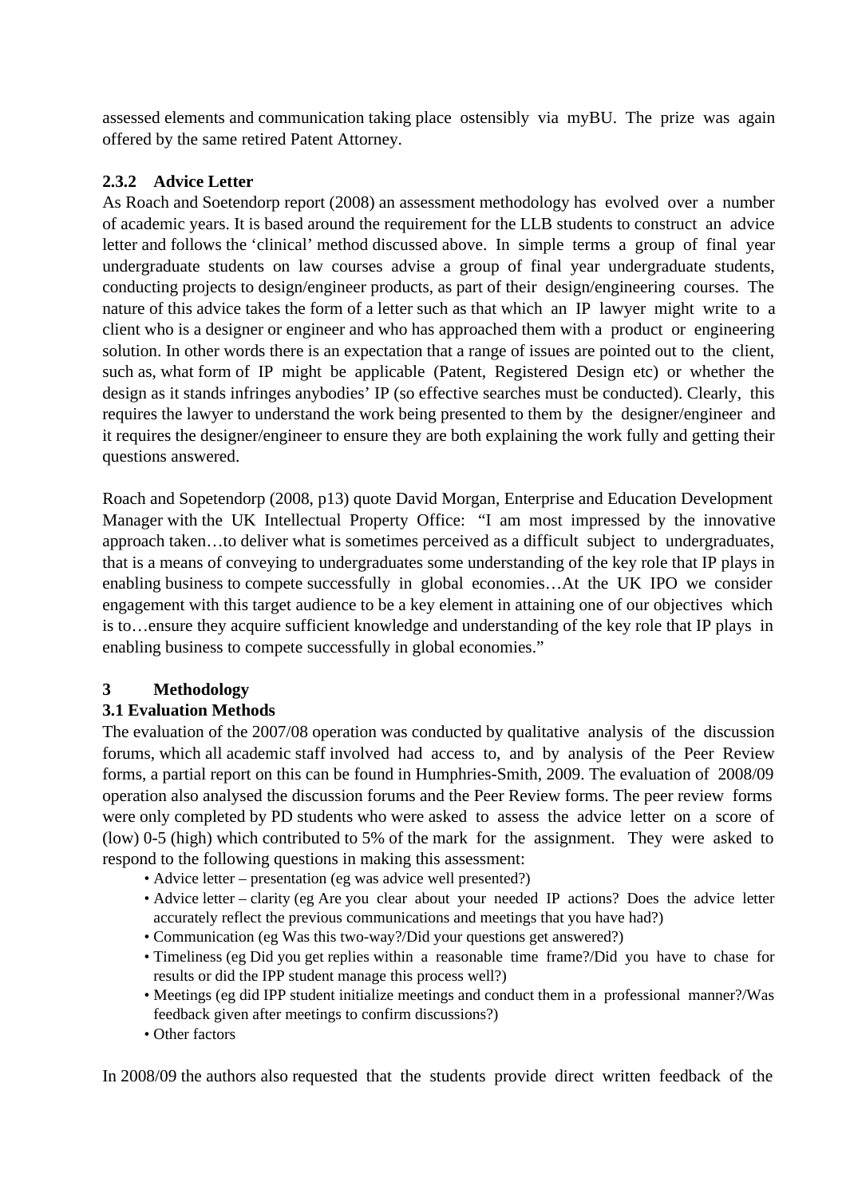assessed elements and communication taking place ostensibly via myBU. The prize was again offered by the same retired Patent Attorney.

### 2.3.2 Advice Letter

As Roach and Soetendorp report (2008) an assessment methodology has evolved over a number of academic years. It is based around the requirement for the LLB students to construct an advice letter and follows the 'clinical' method discussed above. In simple terms a group of final year undergraduate students on law courses advise a group of final year undergraduate students, conducting projects to design/engineer products, as part of their design/engineering courses. The nature of this advice takes the form of a letter such as that which an IP lawyer might write to a client who is a designer or engineer and who has approached them with a product or engineering solution. In other words there is an expectation that a range of issues are pointed out to the client, such as, what form of IP might be applicable (Patent, Registered Design etc) or whether the design as it stands infringes anybodies' IP (so effective searches must be conducted). Clearly, this requires the lawyer to understand the work being presented to them by the designer/engineer and it requires the designer/engineer to ensure they are both explaining the work fully and getting their questions answered.

Roach and Sopetendorp (2008, p13) quote David Morgan, Enterprise and Education Development Manager with the UK Intellectual Property Office: "I am most impressed by the innovative approach taken…to deliver what is sometimes perceived as a difficult subject to undergraduates, that is a means of conveying to undergraduates some understanding of the key role that IP plays in enabling business to compete successfully in global economies…At the UK IPO we consider engagement with this target audience to be a key element in attaining one of our objectives which is to…ensure they acquire sufficient knowledge and understanding of the key role that IP plays in enabling business to compete successfully in global economies."

## 3 Methodology

### 3.1 Evaluation Methods

The evaluation of the 2007/08 operation was conducted by qualitative analysis of the discussion forums, which all academic staff involved had access to, and by analysis of the Peer Review forms, a partial report on this can be found in Humphries-Smith, 2009. The evaluation of 2008/09 operation also analysed the discussion forums and the Peer Review forms. The peer review forms were only completed by PD students who were asked to assess the advice letter on a score of (low) 0-5 (high) which contributed to 5% of the mark for the assignment. They were asked to respond to the following questions in making this assessment:

- Advice letter – presentation (eg was advice well presented?)
- Advice letter – clarity (eg Are you clear about your needed IP actions? Does the advice letter accurately reflect the previous communications and meetings that you have had?)
- Communication (eg Was this two-way?/Did your questions get answered?)
- Timeliness (eg Did you get replies within a reasonable time frame?/Did you have to chase for results or did the IPP student manage this process well?)
- Meetings (eg did IPP student initialize meetings and conduct them in a professional manner?/Was feedback given after meetings to confirm discussions?)
- Other factors

In 2008/09 the authors also requested that the students provide direct written feedback of the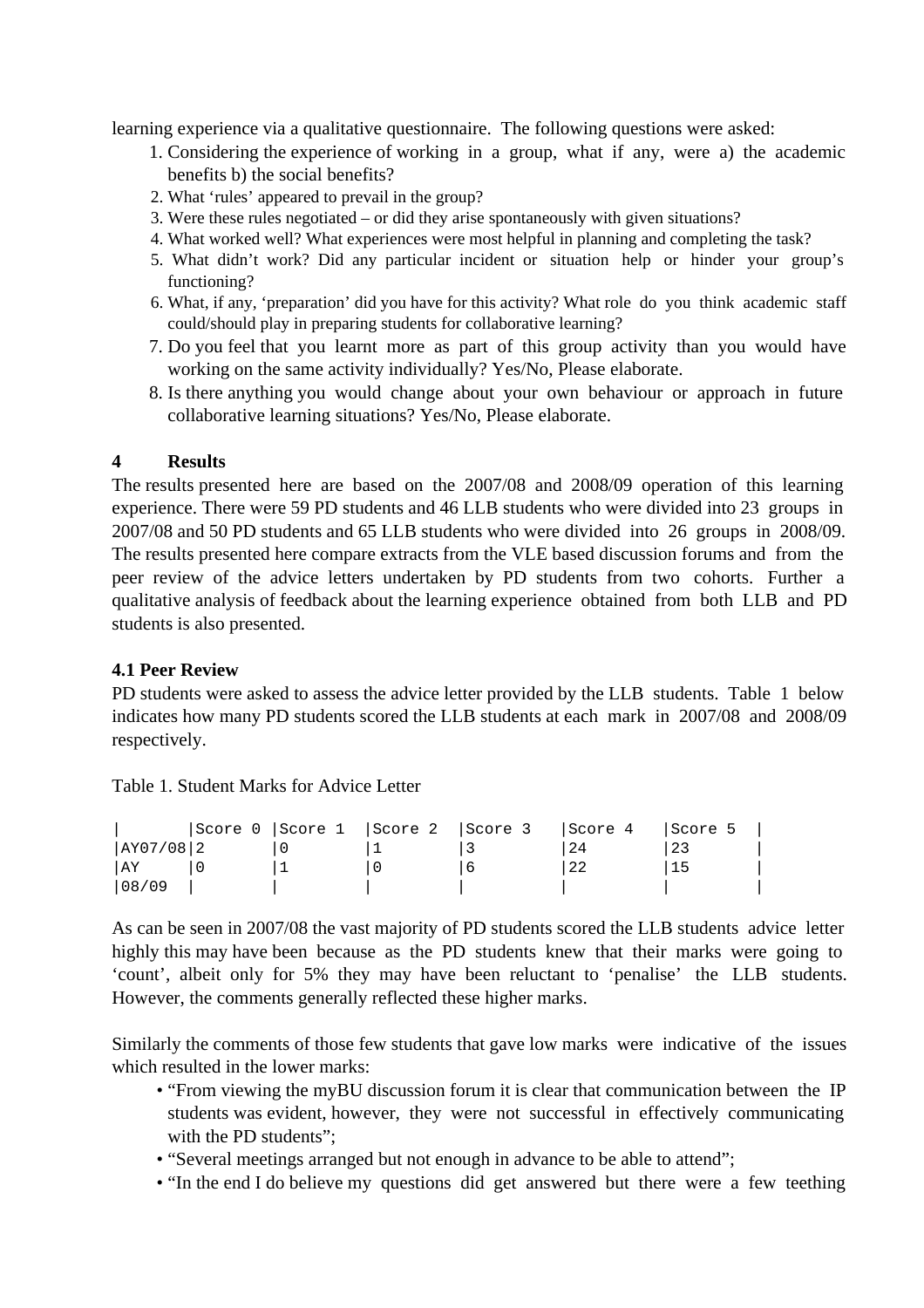learning experience via a qualitative questionnaire. The following questions were asked:

1. Considering the experience of working in a group, what if any, were a) the academic benefits b) the social benefits?
2. What 'rules' appeared to prevail in the group?
3. Were these rules negotiated – or did they arise spontaneously with given situations?
4. What worked well? What experiences were most helpful in planning and completing the task?
5. What didn't work? Did any particular incident or situation help or hinder your group's functioning?
6. What, if any, 'preparation' did you have for this activity? What role do you think academic staff could/should play in preparing students for collaborative learning?
7. Do you feel that you learnt more as part of this group activity than you would have working on the same activity individually? Yes/No, Please elaborate.
8. Is there anything you would change about your own behaviour or approach in future collaborative learning situations? Yes/No, Please elaborate.

## 4 Results

The results presented here are based on the 2007/08 and 2008/09 operation of this learning experience. There were 59 PD students and 46 LLB students who were divided into 23 groups in 2007/08 and 50 PD students and 65 LLB students who were divided into 26 groups in 2008/09. The results presented here compare extracts from the VLE based discussion forums and from the peer review of the advice letters undertaken by PD students from two cohorts. Further a qualitative analysis of feedback about the learning experience obtained from both LLB and PD students is also presented.

### 4.1 Peer Review

PD students were asked to assess the advice letter provided by the LLB students. Table 1 below indicates how many PD students scored the LLB students at each mark in 2007/08 and 2008/09 respectively.

Table 1. Student Marks for Advice Letter

| | Score 0 | Score 1 | Score 2 | Score 3 | Score 4 | Score 5 |
|---|---|---|---|---|---|---|
| AY07/08 | 2 | 0 | 1 | 3 | 24 | 23 |
| AY 08/09 | 0 | 1 | 0 | 6 | 22 | 15 |

As can be seen in 2007/08 the vast majority of PD students scored the LLB students advice letter highly this may have been because as the PD students knew that their marks were going to 'count', albeit only for 5% they may have been reluctant to 'penalise' the LLB students. However, the comments generally reflected these higher marks.

Similarly the comments of those few students that gave low marks were indicative of the issues which resulted in the lower marks:

- "From viewing the myBU discussion forum it is clear that communication between the IP students was evident, however, they were not successful in effectively communicating with the PD students";
- "Several meetings arranged but not enough in advance to be able to attend";
- "In the end I do believe my questions did get answered but there were a few teething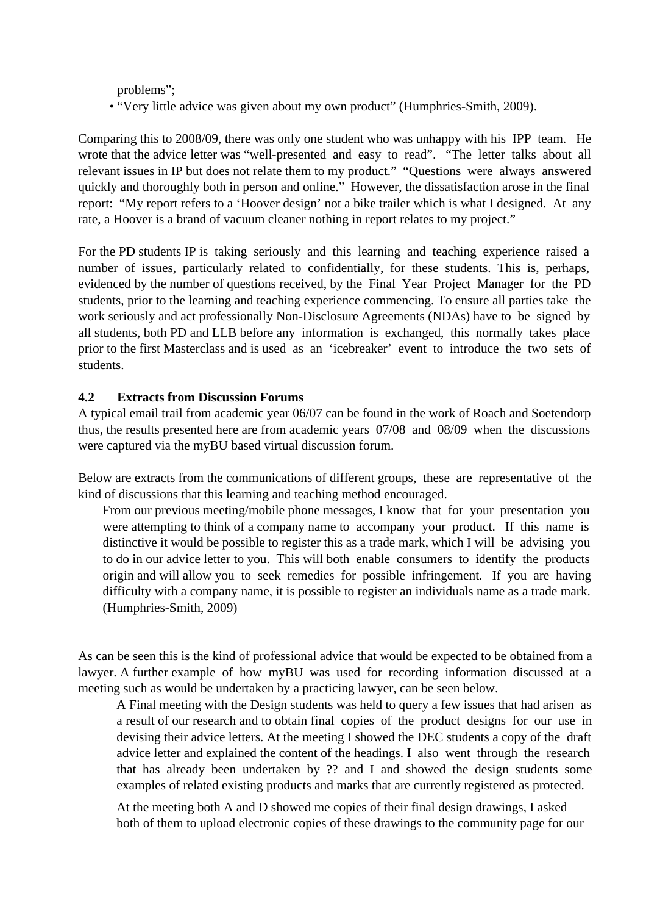problems";

- "Very little advice was given about my own product" (Humphries-Smith, 2009).

Comparing this to 2008/09, there was only one student who was unhappy with his IPP team. He wrote that the advice letter was "well-presented and easy to read". "The letter talks about all relevant issues in IP but does not relate them to my product." "Questions were always answered quickly and thoroughly both in person and online." However, the dissatisfaction arose in the final report: "My report refers to a 'Hoover design' not a bike trailer which is what I designed. At any rate, a Hoover is a brand of vacuum cleaner nothing in report relates to my project."

For the PD students IP is taking seriously and this learning and teaching experience raised a number of issues, particularly related to confidentially, for these students. This is, perhaps, evidenced by the number of questions received, by the Final Year Project Manager for the PD students, prior to the learning and teaching experience commencing. To ensure all parties take the work seriously and act professionally Non-Disclosure Agreements (NDAs) have to be signed by all students, both PD and LLB before any information is exchanged, this normally takes place prior to the first Masterclass and is used as an 'icebreaker' event to introduce the two sets of students.

### 4.2 Extracts from Discussion Forums

A typical email trail from academic year 06/07 can be found in the work of Roach and Soetendorp thus, the results presented here are from academic years 07/08 and 08/09 when the discussions were captured via the myBU based virtual discussion forum.

Below are extracts from the communications of different groups, these are representative of the kind of discussions that this learning and teaching method encouraged.

> From our previous meeting/mobile phone messages, I know that for your presentation you were attempting to think of a company name to accompany your product. If this name is distinctive it would be possible to register this as a trade mark, which I will be advising you to do in our advice letter to you. This will both enable consumers to identify the products origin and will allow you to seek remedies for possible infringement. If you are having difficulty with a company name, it is possible to register an individuals name as a trade mark. (Humphries-Smith, 2009)

As can be seen this is the kind of professional advice that would be expected to be obtained from a lawyer. A further example of how myBU was used for recording information discussed at a meeting such as would be undertaken by a practicing lawyer, can be seen below.

> A Final meeting with the Design students was held to query a few issues that had arisen as a result of our research and to obtain final copies of the product designs for our use in devising their advice letters. At the meeting I showed the DEC students a copy of the draft advice letter and explained the content of the headings. I also went through the research that has already been undertaken by ?? and I and showed the design students some examples of related existing products and marks that are currently registered as protected.
>
> At the meeting both A and D showed me copies of their final design drawings, I asked both of them to upload electronic copies of these drawings to the community page for our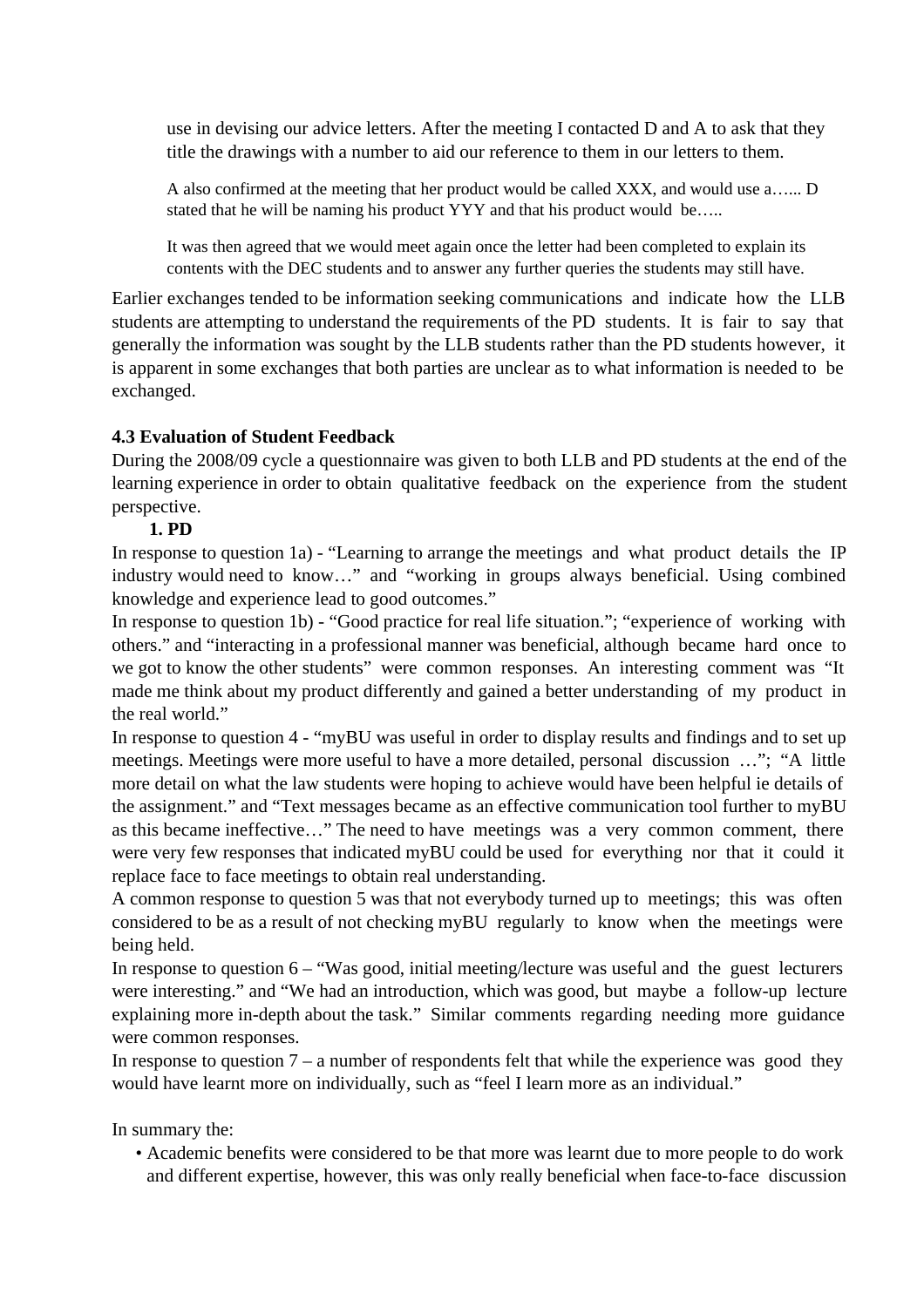> use in devising our advice letters. After the meeting I contacted D and A to ask that they title the drawings with a number to aid our reference to them in our letters to them.
>
> A also confirmed at the meeting that her product would be called XXX, and would use a…... D stated that he will be naming his product YYY and that his product would be…..
>
> It was then agreed that we would meet again once the letter had been completed to explain its contents with the DEC students and to answer any further queries the students may still have.

Earlier exchanges tended to be information seeking communications and indicate how the LLB students are attempting to understand the requirements of the PD students. It is fair to say that generally the information was sought by the LLB students rather than the PD students however, it is apparent in some exchanges that both parties are unclear as to what information is needed to be exchanged.

**4.3 Evaluation of Student Feedback**

During the 2008/09 cycle a questionnaire was given to both LLB and PD students at the end of the learning experience in order to obtain qualitative feedback on the experience from the student perspective.

**1. PD**

In response to question 1a) - "Learning to arrange the meetings and what product details the IP industry would need to know…" and "working in groups always beneficial. Using combined knowledge and experience lead to good outcomes."

In response to question 1b) - "Good practice for real life situation."; "experience of working with others." and "interacting in a professional manner was beneficial, although became hard once to we got to know the other students" were common responses. An interesting comment was "It made me think about my product differently and gained a better understanding of my product in the real world."

In response to question 4 - "myBU was useful in order to display results and findings and to set up meetings. Meetings were more useful to have a more detailed, personal discussion …"; "A little more detail on what the law students were hoping to achieve would have been helpful ie details of the assignment." and "Text messages became as an effective communication tool further to myBU as this became ineffective…" The need to have meetings was a very common comment, there were very few responses that indicated myBU could be used for everything nor that it could it replace face to face meetings to obtain real understanding.

A common response to question 5 was that not everybody turned up to meetings; this was often considered to be as a result of not checking myBU regularly to know when the meetings were being held.

In response to question 6 – "Was good, initial meeting/lecture was useful and the guest lecturers were interesting." and "We had an introduction, which was good, but maybe a follow-up lecture explaining more in-depth about the task." Similar comments regarding needing more guidance were common responses.

In response to question 7 – a number of respondents felt that while the experience was good they would have learnt more on individually, such as "feel I learn more as an individual."

In summary the:

- Academic benefits were considered to be that more was learnt due to more people to do work and different expertise, however, this was only really beneficial when face-to-face discussion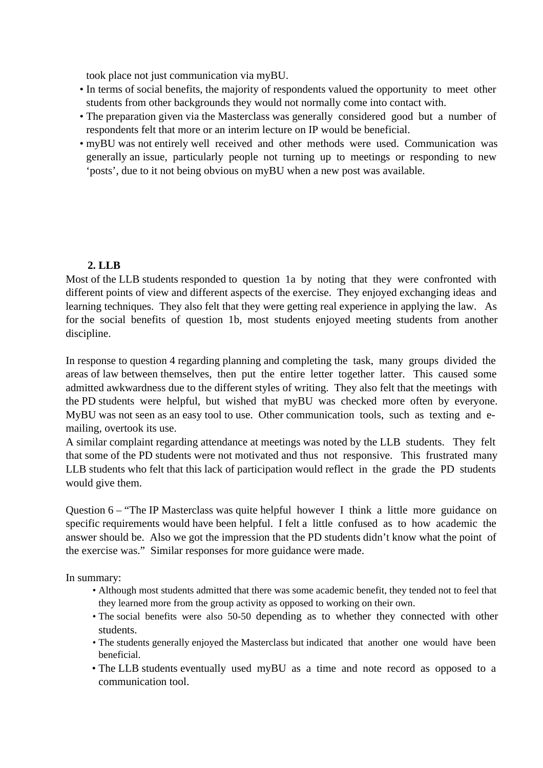took place not just communication via myBU.

- In terms of social benefits, the majority of respondents valued the opportunity to meet other students from other backgrounds they would not normally come into contact with.
- The preparation given via the Masterclass was generally considered good but a number of respondents felt that more or an interim lecture on IP would be beneficial.
- myBU was not entirely well received and other methods were used. Communication was generally an issue, particularly people not turning up to meetings or responding to new 'posts', due to it not being obvious on myBU when a new post was available.

**2. LLB**

Most of the LLB students responded to question 1a by noting that they were confronted with different points of view and different aspects of the exercise. They enjoyed exchanging ideas and learning techniques. They also felt that they were getting real experience in applying the law. As for the social benefits of question 1b, most students enjoyed meeting students from another discipline.

In response to question 4 regarding planning and completing the task, many groups divided the areas of law between themselves, then put the entire letter together latter. This caused some admitted awkwardness due to the different styles of writing. They also felt that the meetings with the PD students were helpful, but wished that myBU was checked more often by everyone. MyBU was not seen as an easy tool to use. Other communication tools, such as texting and e-mailing, overtook its use.

A similar complaint regarding attendance at meetings was noted by the LLB students. They felt that some of the PD students were not motivated and thus not responsive. This frustrated many LLB students who felt that this lack of participation would reflect in the grade the PD students would give them.

Question 6 – "The IP Masterclass was quite helpful however I think a little more guidance on specific requirements would have been helpful. I felt a little confused as to how academic the answer should be. Also we got the impression that the PD students didn't know what the point of the exercise was." Similar responses for more guidance were made.

In summary:

- Although most students admitted that there was some academic benefit, they tended not to feel that they learned more from the group activity as opposed to working on their own.
- The social benefits were also 50-50 depending as to whether they connected with other students.
- The students generally enjoyed the Masterclass but indicated that another one would have been beneficial.
- The LLB students eventually used myBU as a time and note record as opposed to a communication tool.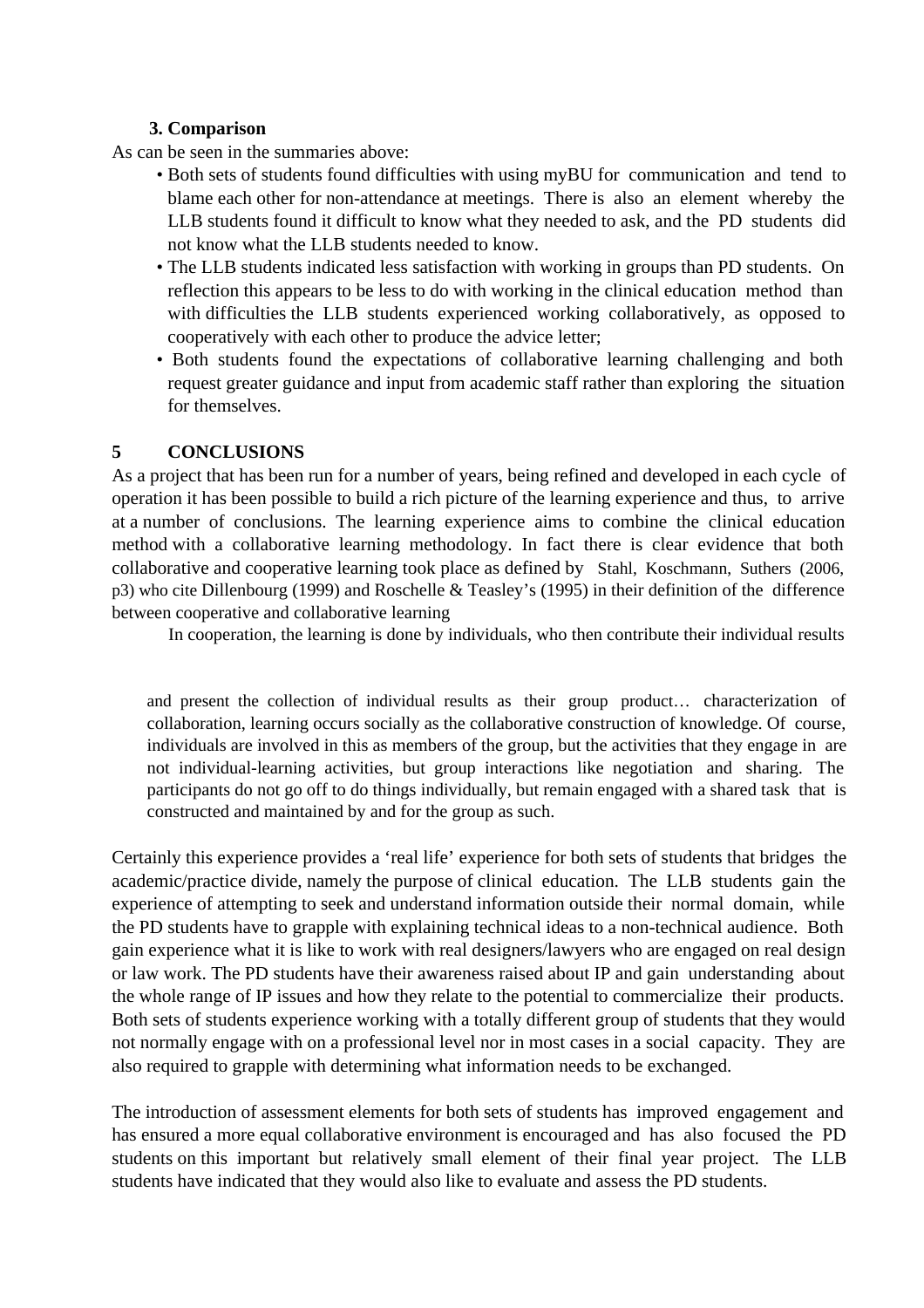### 3. Comparison

As can be seen in the summaries above:

- Both sets of students found difficulties with using myBU for communication and tend to blame each other for non-attendance at meetings. There is also an element whereby the LLB students found it difficult to know what they needed to ask, and the PD students did not know what the LLB students needed to know.
- The LLB students indicated less satisfaction with working in groups than PD students. On reflection this appears to be less to do with working in the clinical education method than with difficulties the LLB students experienced working collaboratively, as opposed to cooperatively with each other to produce the advice letter;
- Both students found the expectations of collaborative learning challenging and both request greater guidance and input from academic staff rather than exploring the situation for themselves.

## 5 CONCLUSIONS

As a project that has been run for a number of years, being refined and developed in each cycle of operation it has been possible to build a rich picture of the learning experience and thus, to arrive at a number of conclusions. The learning experience aims to combine the clinical education method with a collaborative learning methodology. In fact there is clear evidence that both collaborative and cooperative learning took place as defined by Stahl, Koschmann, Suthers (2006, p3) who cite Dillenbourg (1999) and Roschelle & Teasley's (1995) in their definition of the difference between cooperative and collaborative learning

> In cooperation, the learning is done by individuals, who then contribute their individual results and present the collection of individual results as their group product… characterization of collaboration, learning occurs socially as the collaborative construction of knowledge. Of course, individuals are involved in this as members of the group, but the activities that they engage in are not individual-learning activities, but group interactions like negotiation and sharing. The participants do not go off to do things individually, but remain engaged with a shared task that is constructed and maintained by and for the group as such.

Certainly this experience provides a 'real life' experience for both sets of students that bridges the academic/practice divide, namely the purpose of clinical education. The LLB students gain the experience of attempting to seek and understand information outside their normal domain, while the PD students have to grapple with explaining technical ideas to a non-technical audience. Both gain experience what it is like to work with real designers/lawyers who are engaged on real design or law work. The PD students have their awareness raised about IP and gain understanding about the whole range of IP issues and how they relate to the potential to commercialize their products. Both sets of students experience working with a totally different group of students that they would not normally engage with on a professional level nor in most cases in a social capacity. They are also required to grapple with determining what information needs to be exchanged.

The introduction of assessment elements for both sets of students has improved engagement and has ensured a more equal collaborative environment is encouraged and has also focused the PD students on this important but relatively small element of their final year project. The LLB students have indicated that they would also like to evaluate and assess the PD students.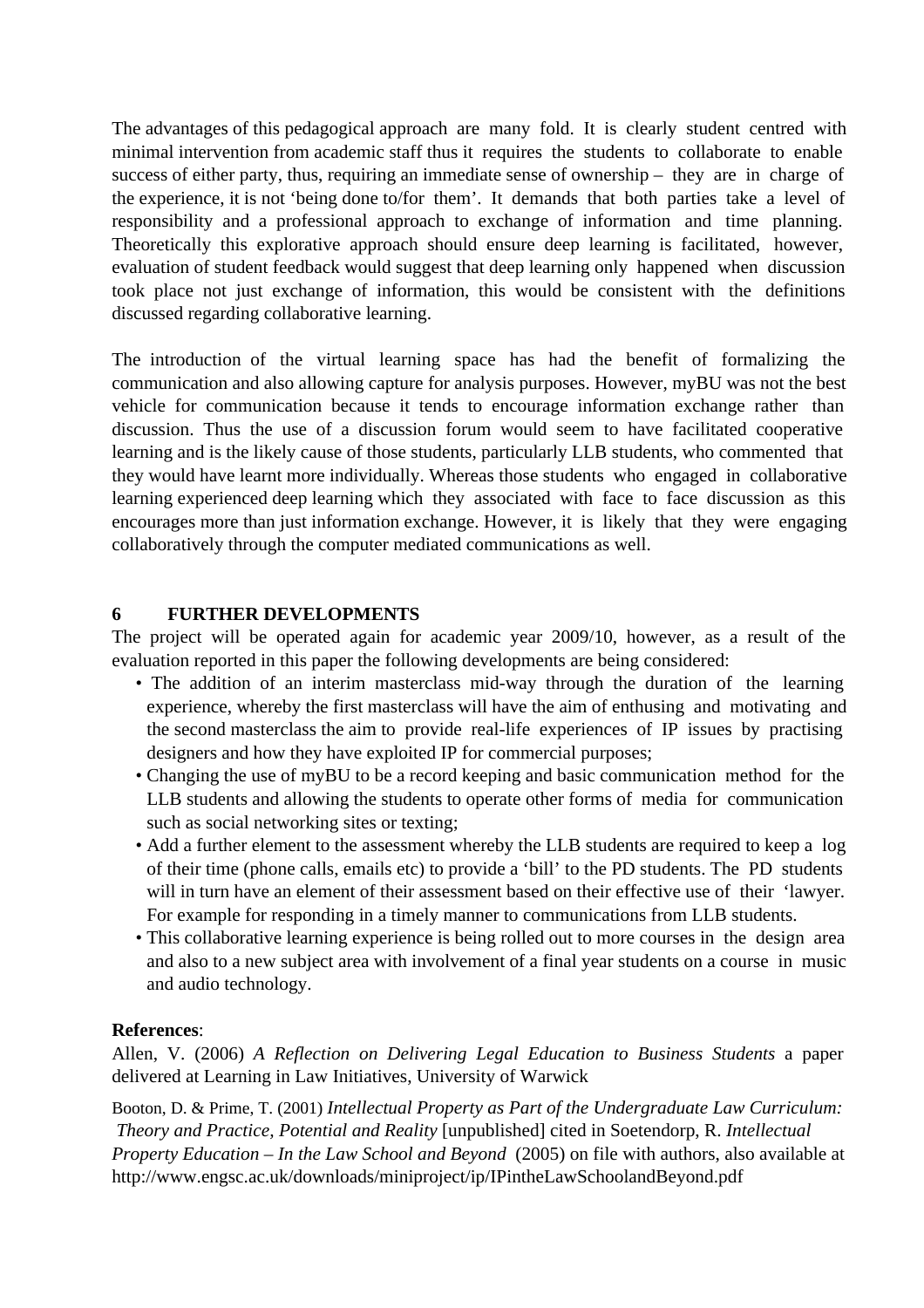The advantages of this pedagogical approach are many fold. It is clearly student centred with minimal intervention from academic staff thus it requires the students to collaborate to enable success of either party, thus, requiring an immediate sense of ownership – they are in charge of the experience, it is not 'being done to/for them'. It demands that both parties take a level of responsibility and a professional approach to exchange of information and time planning. Theoretically this explorative approach should ensure deep learning is facilitated, however, evaluation of student feedback would suggest that deep learning only happened when discussion took place not just exchange of information, this would be consistent with the definitions discussed regarding collaborative learning.

The introduction of the virtual learning space has had the benefit of formalizing the communication and also allowing capture for analysis purposes. However, myBU was not the best vehicle for communication because it tends to encourage information exchange rather than discussion. Thus the use of a discussion forum would seem to have facilitated cooperative learning and is the likely cause of those students, particularly LLB students, who commented that they would have learnt more individually. Whereas those students who engaged in collaborative learning experienced deep learning which they associated with face to face discussion as this encourages more than just information exchange. However, it is likely that they were engaging collaboratively through the computer mediated communications as well.

## 6 FURTHER DEVELOPMENTS

The project will be operated again for academic year 2009/10, however, as a result of the evaluation reported in this paper the following developments are being considered:

- The addition of an interim masterclass mid-way through the duration of the learning experience, whereby the first masterclass will have the aim of enthusing and motivating and the second masterclass the aim to provide real-life experiences of IP issues by practising designers and how they have exploited IP for commercial purposes;
- Changing the use of myBU to be a record keeping and basic communication method for the LLB students and allowing the students to operate other forms of media for communication such as social networking sites or texting;
- Add a further element to the assessment whereby the LLB students are required to keep a log of their time (phone calls, emails etc) to provide a 'bill' to the PD students. The PD students will in turn have an element of their assessment based on their effective use of their 'lawyer. For example for responding in a timely manner to communications from LLB students.
- This collaborative learning experience is being rolled out to more courses in the design area and also to a new subject area with involvement of a final year students on a course in music and audio technology.

**References**:

Allen, V. (2006) *A Reflection on Delivering Legal Education to Business Students* a paper delivered at Learning in Law Initiatives, University of Warwick

Booton, D. & Prime, T. (2001) *Intellectual Property as Part of the Undergraduate Law Curriculum: Theory and Practice, Potential and Reality* [unpublished] cited in Soetendorp, R. *Intellectual Property Education – In the Law School and Beyond* (2005) on file with authors, also available at http://www.engsc.ac.uk/downloads/miniproject/ip/IPintheLawSchoolandBeyond.pdf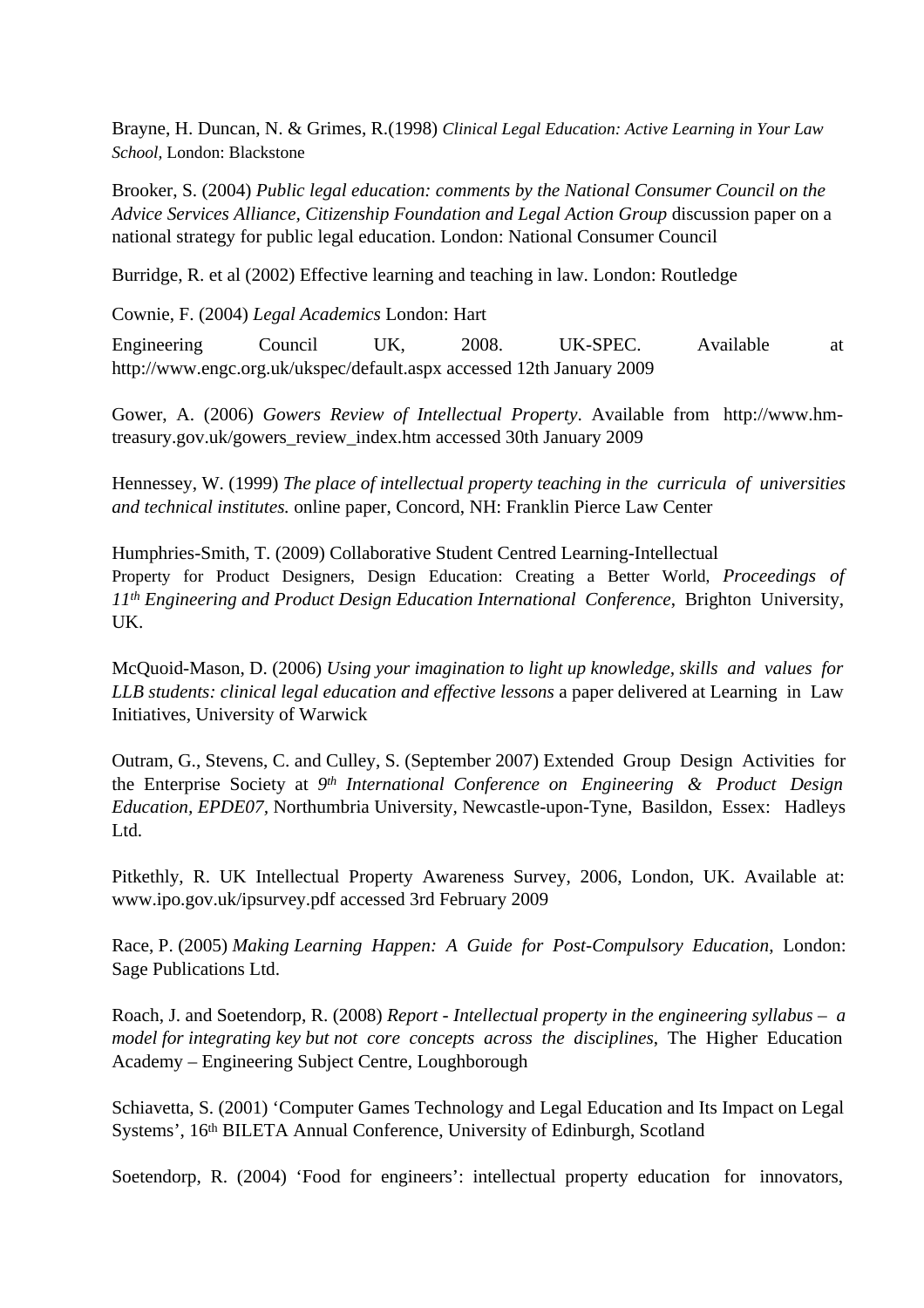Brayne, H. Duncan, N. & Grimes, R.(1998) *Clinical Legal Education: Active Learning in Your Law School*, London: Blackstone

Brooker, S. (2004) *Public legal education: comments by the National Consumer Council on the Advice Services Alliance, Citizenship Foundation and Legal Action Group* discussion paper on a national strategy for public legal education. London: National Consumer Council

Burridge, R. et al (2002) Effective learning and teaching in law. London: Routledge

Cownie, F. (2004) *Legal Academics* London: Hart

Engineering Council UK, 2008. UK-SPEC. Available at http://www.engc.org.uk/ukspec/default.aspx accessed 12th January 2009

Gower, A. (2006) *Gowers Review of Intellectual Property*. Available from http://www.hm-treasury.gov.uk/gowers_review_index.htm accessed 30th January 2009

Hennessey, W. (1999) *The place of intellectual property teaching in the curricula of universities and technical institutes.* online paper, Concord, NH: Franklin Pierce Law Center

Humphries-Smith, T. (2009) Collaborative Student Centred Learning-Intellectual Property for Product Designers, Design Education: Creating a Better World, *Proceedings of 11th Engineering and Product Design Education International Conference*, Brighton University, UK.

McQuoid-Mason, D. (2006) *Using your imagination to light up knowledge, skills and values for LLB students: clinical legal education and effective lessons* a paper delivered at Learning in Law Initiatives, University of Warwick

Outram, G., Stevens, C. and Culley, S. (September 2007) Extended Group Design Activities for the Enterprise Society at *9th International Conference on Engineering & Product Design Education, EPDE07,* Northumbria University, Newcastle-upon-Tyne, Basildon, Essex: Hadleys Ltd.

Pitkethly, R. UK Intellectual Property Awareness Survey, 2006, London, UK. Available at: www.ipo.gov.uk/ipsurvey.pdf accessed 3rd February 2009

Race, P. (2005) *Making Learning Happen: A Guide for Post-Compulsory Education*, London: Sage Publications Ltd.

Roach, J. and Soetendorp, R. (2008) *Report - Intellectual property in the engineering syllabus – a model for integrating key but not core concepts across the disciplines*, The Higher Education Academy – Engineering Subject Centre, Loughborough

Schiavetta, S. (2001) 'Computer Games Technology and Legal Education and Its Impact on Legal Systems', 16th BILETA Annual Conference, University of Edinburgh, Scotland

Soetendorp, R. (2004) 'Food for engineers': intellectual property education for innovators,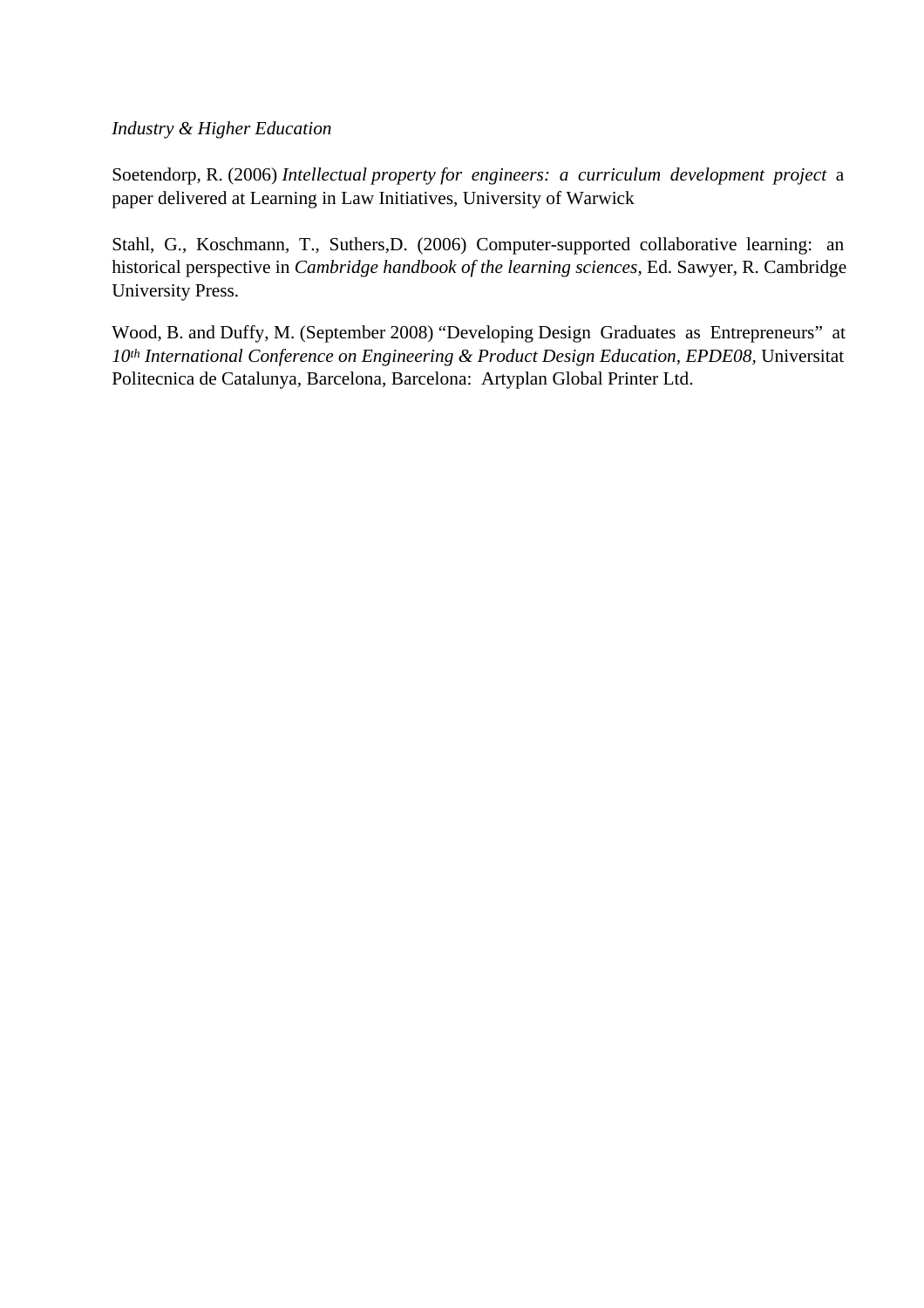*Industry & Higher Education*

Soetendorp, R. (2006) *Intellectual property for engineers: a curriculum development project* a paper delivered at Learning in Law Initiatives, University of Warwick

Stahl, G., Koschmann, T., Suthers,D. (2006) Computer-supported collaborative learning: an historical perspective in *Cambridge handbook of the learning sciences*, Ed. Sawyer, R. Cambridge University Press.

Wood, B. and Duffy, M. (September 2008) "Developing Design Graduates as Entrepreneurs" at *10th International Conference on Engineering & Product Design Education, EPDE08,* Universitat Politecnica de Catalunya, Barcelona, Barcelona: Artyplan Global Printer Ltd.